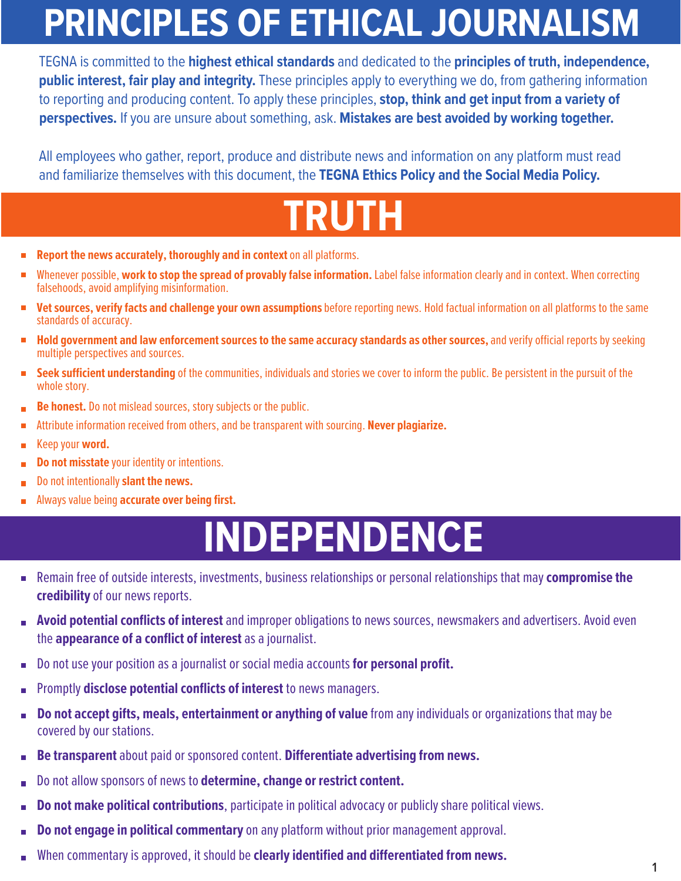# PRINCIPLES OF ETHICAL JOURNALISM

TEGNA is committed to the **highest ethical standards** and dedicated to the **principles of truth, independence, public interest, fair play and integrity.** These principles apply to everything we do, from gathering information to reporting and producing content. To apply these principles, **stop, think and get input from a variety of perspectives.** If you are unsure about something, ask. **Mistakes are best avoided by working together.**

All employees who gather, report, produce and distribute news and information on any platform must read and familiarize themselves with this document, the **TEGNA Ethics Policy and the Social Media Policy.**

## TRUTH

- **Report the news accurately, thoroughly and in context** on all platforms.
- Whenever possible, **work to stop the spread of provably false information.** Label false information clearly and in context. When correcting falsehoods, avoid amplifying misinformation.
- **Vet sources, verify facts and challenge your own assumptions** before reporting news. Hold factual information on all platforms to the same standards of accuracy.
- **Hold government and law enforcement sources to the same accuracy standards as other sources,** and verify official reports by seeking multiple perspectives and sources.
- **Seek sufficient understanding** of the communities, individuals and stories we cover to inform the public. Be persistent in the pursuit of the whole story.
- **Be honest.** Do not mislead sources, story subjects or the public.
- Attribute information received from others, and be transparent with sourcing. **Never plagiarize.**
- Keep your **word.**
- **Do not misstate** your identity or intentions.
- Do not intentionally **slant the news.**
- Always value being **accurate over being first.**

## INDEPENDENCE

- Remain free of outside interests, investments, business relationships or personal relationships that may **compromise the credibility** of our news reports.
- **Avoid potential conflicts of interest** and improper obligations to news sources, newsmakers and advertisers. Avoid even the **appearance of a conflict of interest** as a journalist.
- Do not use your position as a journalist or social media accounts **for personal profit.**
- Promptly **disclose potential conflicts of interest** to news managers.
- **Do not accept gifts, meals, entertainment or anything of value** from any individuals or organizations that may be covered by our stations.
- **Be transparent** about paid or sponsored content. **Differentiate advertising from news.**
- Do not allow sponsors of news to **determine, change or restrict content.**
- **Do not make political contributions**, participate in political advocacy or publicly share political views.
- **Do not engage in political commentary** on any platform without prior management approval.
- When commentary is approved, it should be **clearly identified and differentiated from news.**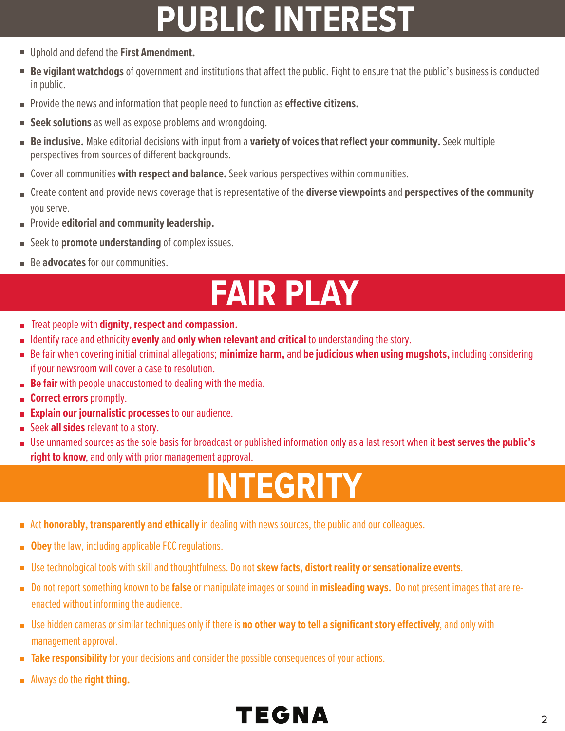# PUBLIC INTEREST

- Uphold and defend the **First Amendment.**
- **Be vigilant watchdogs** of government and institutions that affect the public. Fight to ensure that the public's business is conducted in public.
- Provide the news and information that people need to function as **effective citizens.**
- **Seek solutions** as well as expose problems and wrongdoing.
- **Be inclusive.** Make editorial decisions with input from a **variety of voices that reflect your community.** Seek multiple perspectives from sources of different backgrounds.
- Cover all communities **with respect and balance.** Seek various perspectives within communities.
- Create content and provide news coverage that is representative of the **diverse viewpoints** and **perspectives of the community** you serve.
- Provide **editorial and community leadership.**
- Seek to **promote understanding** of complex issues.
- Be **advocates** for our communities.

# FAIR PLAY

- Treat people with **dignity, respect and compassion.**
- Identify race and ethnicity **evenly** and **only when relevant and critical** to understanding the story.
- Be fair when covering initial criminal allegations; **minimize harm,** and **be judicious when using mugshots,** including considering if your newsroom will cover a case to resolution.
- **Be fair** with people unaccustomed to dealing with the media.
- **Correct errors** promptly.
- **Explain our journalistic processes** to our audience.
- Seek **all sides** relevant to a story.
- Use unnamed sources as the sole basis for broadcast or published information only as a last resort when it **best serves the public's right to know**, and only with prior management approval.

# INTEGRITY

- Act **honorably, transparently and ethically** in dealing with news sources, the public and our colleagues.
- **Obey** the law, including applicable FCC regulations.
- Use technological tools with skill and thoughtfulness. Do not **skew facts, distort reality or sensationalize events**.
- Do not report something known to be **false** or manipulate images or sound in **misleading ways.** Do not present images that are re-enacted without informing the audience.
- Use hidden cameras or similar techniques only if there is **no other way to tell a significant story effectively**, and only with management approval.
- **Take responsibility** for your decisions and consider the possible consequences of your actions.
- Always do the **right thing.**

TEGNA